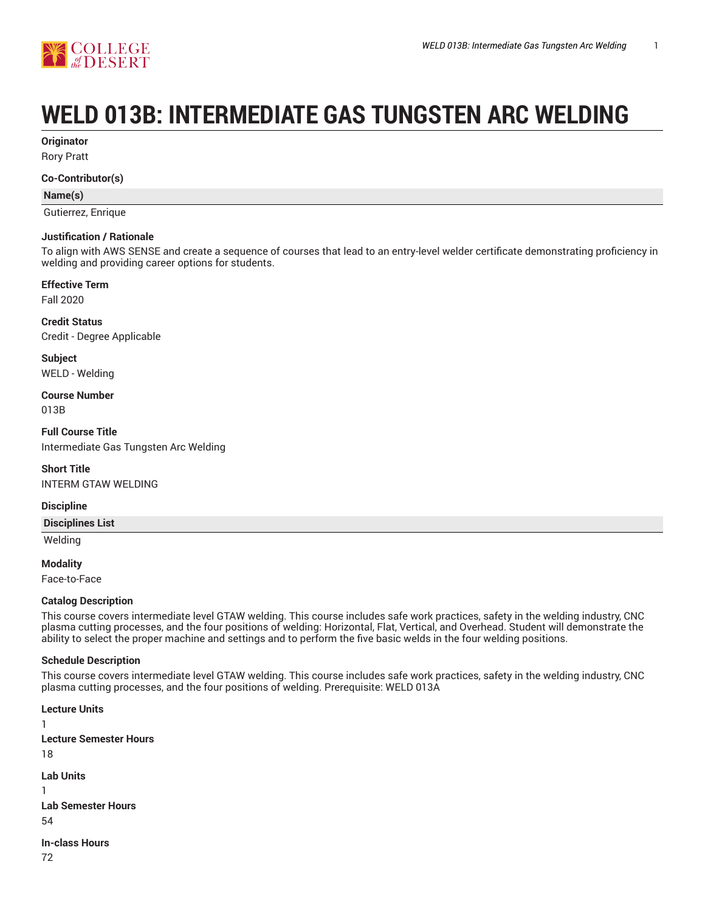# WELD 013B: INTERMEDIATE GAS TUNGSTEN ARC WELDING

**Originator**

Rory Pratt

**Co-Contributor(s)**

| Name(s) |
| --- |
| Gutierrez, Enrique |

**Justification / Rationale**

To align with AWS SENSE and create a sequence of courses that lead to an entry-level welder certificate demonstrating proficiency in welding and providing career options for students.

**Effective Term**

Fall 2020

**Credit Status**

Credit - Degree Applicable

**Subject**

WELD - Welding

**Course Number**

013B

**Full Course Title**

Intermediate Gas Tungsten Arc Welding

**Short Title**

INTERM GTAW WELDING

**Discipline**

| Disciplines List |
| --- |
| Welding |

**Modality**

Face-to-Face

**Catalog Description**

This course covers intermediate level GTAW welding. This course includes safe work practices, safety in the welding industry, CNC plasma cutting processes, and the four positions of welding: Horizontal, Flat, Vertical, and Overhead. Student will demonstrate the ability to select the proper machine and settings and to perform the five basic welds in the four welding positions.

**Schedule Description**

This course covers intermediate level GTAW welding. This course includes safe work practices, safety in the welding industry, CNC plasma cutting processes, and the four positions of welding. Prerequisite: WELD 013A

**Lecture Units**

1

**Lecture Semester Hours**

18

**Lab Units**

1

**Lab Semester Hours**

54

**In-class Hours**

72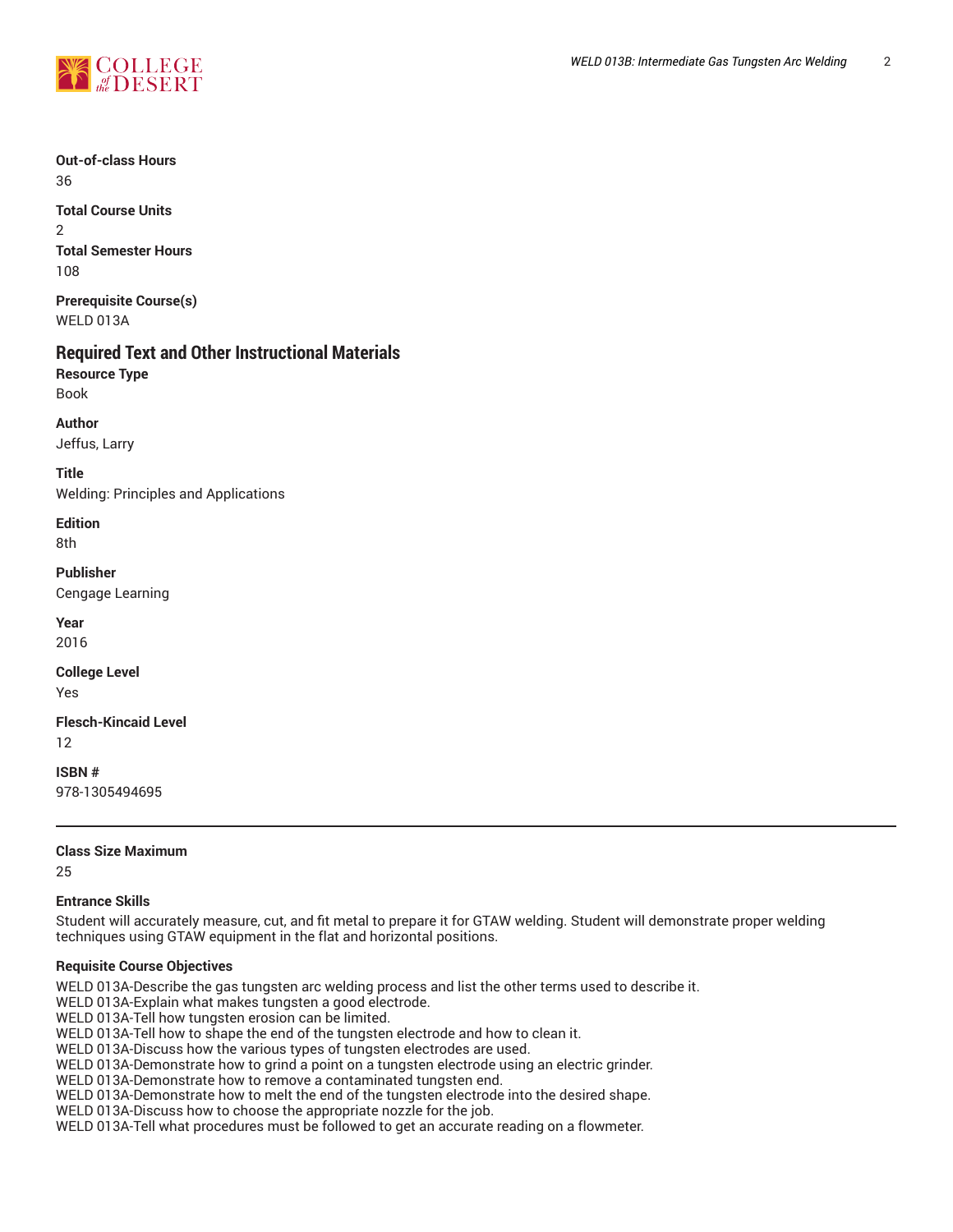**Out-of-class Hours**
36

**Total Course Units**
2

**Total Semester Hours**
108

**Prerequisite Course(s)**
WELD 013A

## Required Text and Other Instructional Materials

**Resource Type**
Book

**Author**
Jeffus, Larry

**Title**
Welding: Principles and Applications

**Edition**
8th

**Publisher**
Cengage Learning

**Year**
2016

**College Level**
Yes

**Flesch-Kincaid Level**
12

**ISBN #**
978-1305494695

---

**Class Size Maximum**
25

**Entrance Skills**
Student will accurately measure, cut, and fit metal to prepare it for GTAW welding. Student will demonstrate proper welding techniques using GTAW equipment in the flat and horizontal positions.

**Requisite Course Objectives**
WELD 013A-Describe the gas tungsten arc welding process and list the other terms used to describe it.
WELD 013A-Explain what makes tungsten a good electrode.
WELD 013A-Tell how tungsten erosion can be limited.
WELD 013A-Tell how to shape the end of the tungsten electrode and how to clean it.
WELD 013A-Discuss how the various types of tungsten electrodes are used.
WELD 013A-Demonstrate how to grind a point on a tungsten electrode using an electric grinder.
WELD 013A-Demonstrate how to remove a contaminated tungsten end.
WELD 013A-Demonstrate how to melt the end of the tungsten electrode into the desired shape.
WELD 013A-Discuss how to choose the appropriate nozzle for the job.
WELD 013A-Tell what procedures must be followed to get an accurate reading on a flowmeter.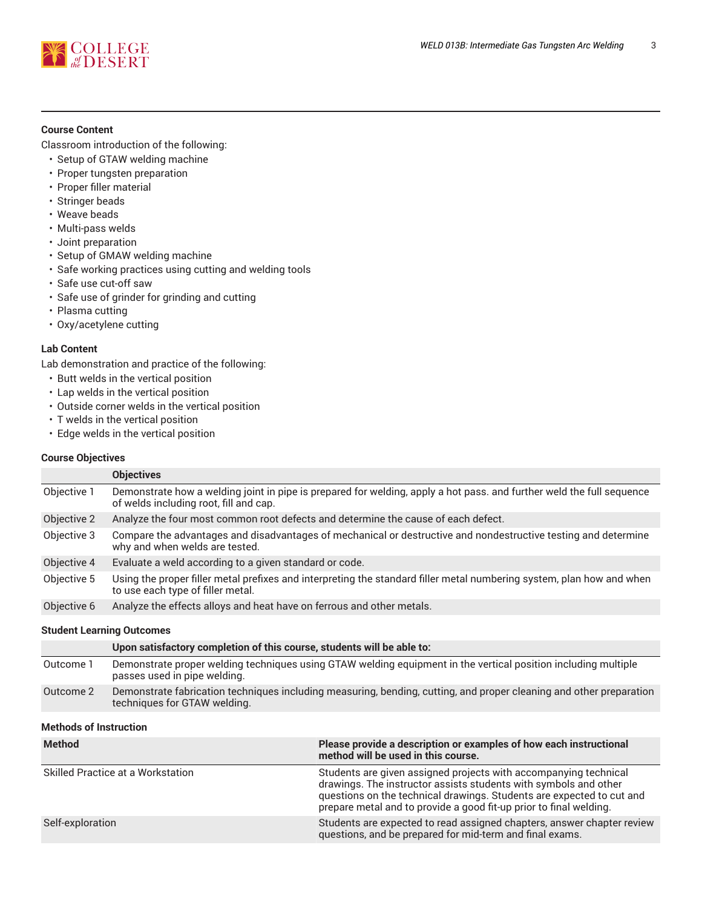### Course Content

Classroom introduction of the following:

- Setup of GTAW welding machine
- Proper tungsten preparation
- Proper filler material
- Stringer beads
- Weave beads
- Multi-pass welds
- Joint preparation
- Setup of GMAW welding machine
- Safe working practices using cutting and welding tools
- Safe use cut-off saw
- Safe use of grinder for grinding and cutting
- Plasma cutting
- Oxy/acetylene cutting

### Lab Content

Lab demonstration and practice of the following:

- Butt welds in the vertical position
- Lap welds in the vertical position
- Outside corner welds in the vertical position
- T welds in the vertical position
- Edge welds in the vertical position

### Course Objectives

| | Objectives |
|---|---|
| Objective 1 | Demonstrate how a welding joint in pipe is prepared for welding, apply a hot pass. and further weld the full sequence of welds including root, fill and cap. |
| Objective 2 | Analyze the four most common root defects and determine the cause of each defect. |
| Objective 3 | Compare the advantages and disadvantages of mechanical or destructive and nondestructive testing and determine why and when welds are tested. |
| Objective 4 | Evaluate a weld according to a given standard or code. |
| Objective 5 | Using the proper filler metal prefixes and interpreting the standard filler metal numbering system, plan how and when to use each type of filler metal. |
| Objective 6 | Analyze the effects alloys and heat have on ferrous and other metals. |

### Student Learning Outcomes

| | Upon satisfactory completion of this course, students will be able to: |
|---|---|
| Outcome 1 | Demonstrate proper welding techniques using GTAW welding equipment in the vertical position including multiple passes used in pipe welding. |
| Outcome 2 | Demonstrate fabrication techniques including measuring, bending, cutting, and proper cleaning and other preparation techniques for GTAW welding. |

### Methods of Instruction

| Method | Please provide a description or examples of how each instructional method will be used in this course. |
|---|---|
| Skilled Practice at a Workstation | Students are given assigned projects with accompanying technical drawings. The instructor assists students with symbols and other questions on the technical drawings. Students are expected to cut and prepare metal and to provide a good fit-up prior to final welding. |
| Self-exploration | Students are expected to read assigned chapters, answer chapter review questions, and be prepared for mid-term and final exams. |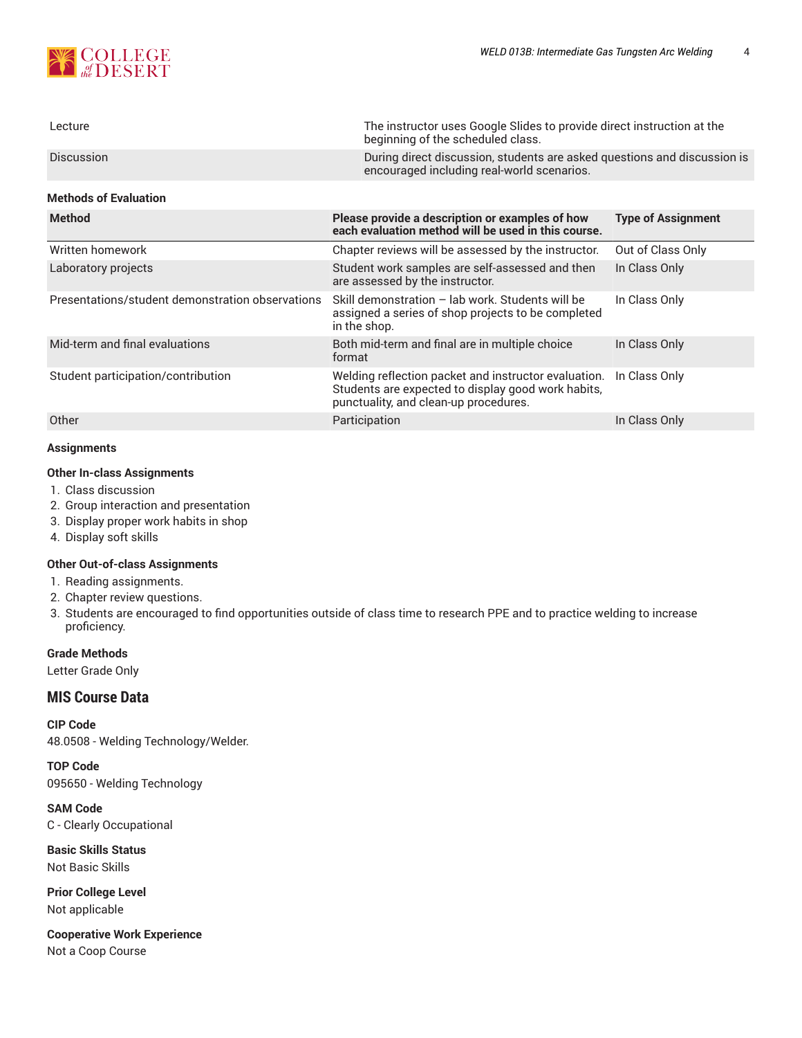| | |
|---|---|
| Lecture | The instructor uses Google Slides to provide direct instruction at the beginning of the scheduled class. |
| Discussion | During direct discussion, students are asked questions and discussion is encouraged including real-world scenarios. |

### Methods of Evaluation

| Method | Please provide a description or examples of how each evaluation method will be used in this course. | Type of Assignment |
|---|---|---|
| Written homework | Chapter reviews will be assessed by the instructor. | Out of Class Only |
| Laboratory projects | Student work samples are self-assessed and then are assessed by the instructor. | In Class Only |
| Presentations/student demonstration observations | Skill demonstration – lab work. Students will be assigned a series of shop projects to be completed in the shop. | In Class Only |
| Mid-term and final evaluations | Both mid-term and final are in multiple choice format | In Class Only |
| Student participation/contribution | Welding reflection packet and instructor evaluation. Students are expected to display good work habits, punctuality, and clean-up procedures. | In Class Only |
| Other | Participation | In Class Only |

### Assignments

#### Other In-class Assignments

1. Class discussion
2. Group interaction and presentation
3. Display proper work habits in shop
4. Display soft skills

#### Other Out-of-class Assignments

1. Reading assignments.
2. Chapter review questions.
3. Students are encouraged to find opportunities outside of class time to research PPE and to practice welding to increase proficiency.

### Grade Methods

Letter Grade Only

## MIS Course Data

**CIP Code**
48.0508 - Welding Technology/Welder.

**TOP Code**
095650 - Welding Technology

**SAM Code**
C - Clearly Occupational

**Basic Skills Status**
Not Basic Skills

**Prior College Level**
Not applicable

**Cooperative Work Experience**
Not a Coop Course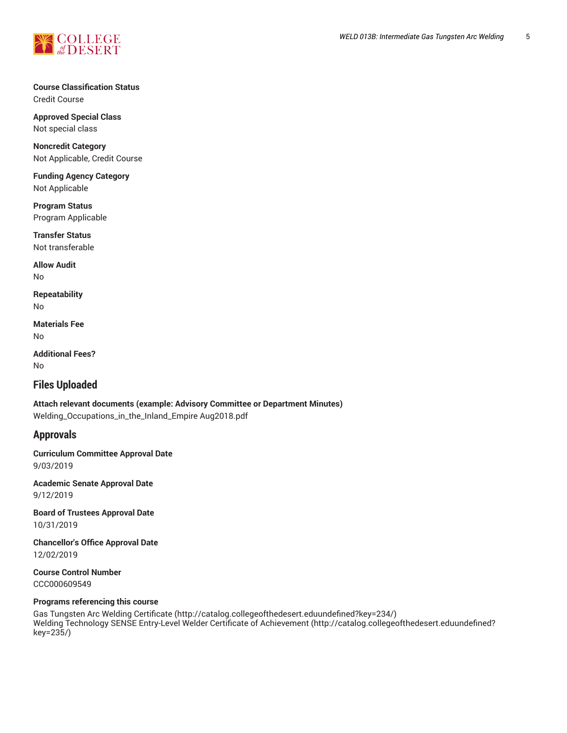**Course Classification Status**
Credit Course

**Approved Special Class**
Not special class

**Noncredit Category**
Not Applicable, Credit Course

**Funding Agency Category**
Not Applicable

**Program Status**
Program Applicable

**Transfer Status**
Not transferable

**Allow Audit**
No

**Repeatability**
No

**Materials Fee**
No

**Additional Fees?**
No

## Files Uploaded

**Attach relevant documents (example: Advisory Committee or Department Minutes)**
Welding_Occupations_in_the_Inland_Empire Aug2018.pdf

## Approvals

**Curriculum Committee Approval Date**
9/03/2019

**Academic Senate Approval Date**
9/12/2019

**Board of Trustees Approval Date**
10/31/2019

**Chancellor's Office Approval Date**
12/02/2019

**Course Control Number**
CCC000609549

**Programs referencing this course**
Gas Tungsten Arc Welding Certificate (http://catalog.collegeofthedesert.eduundefined?key=234/)
Welding Technology SENSE Entry-Level Welder Certificate of Achievement (http://catalog.collegeofthedesert.eduundefined?key=235/)